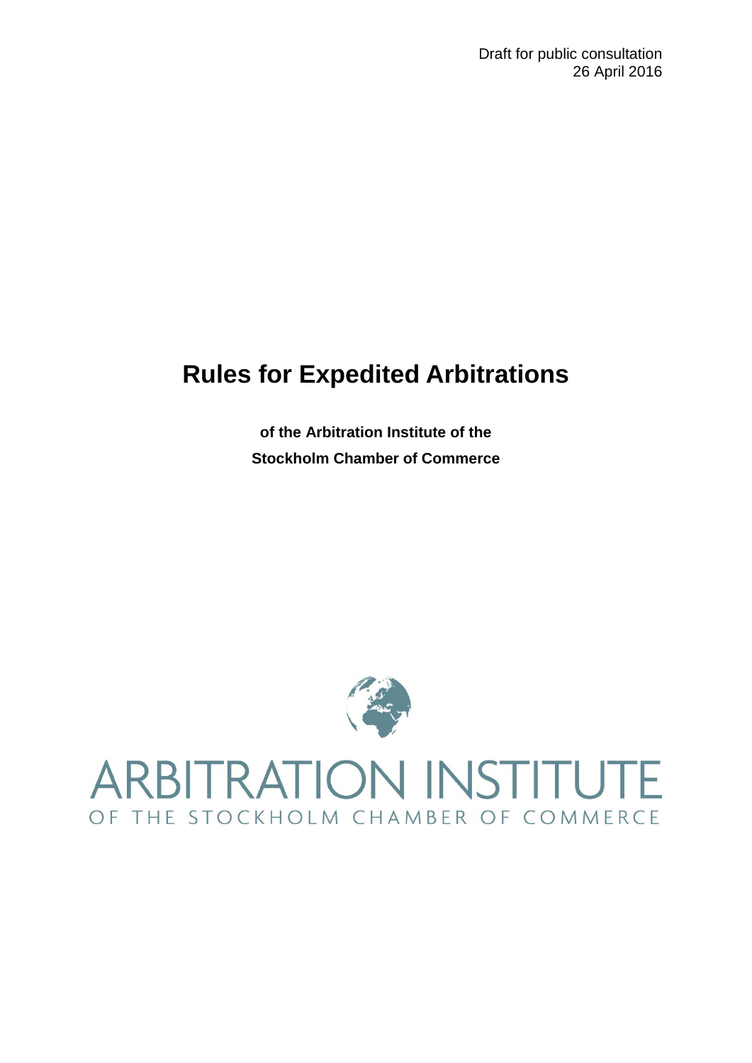Draft for public consultation
26 April 2016

# Rules for Expedited Arbitrations

**of the Arbitration Institute of the**
**Stockholm Chamber of Commerce**

ARBITRATION INSTITUTE
OF THE STOCKHOLM CHAMBER OF COMMERCE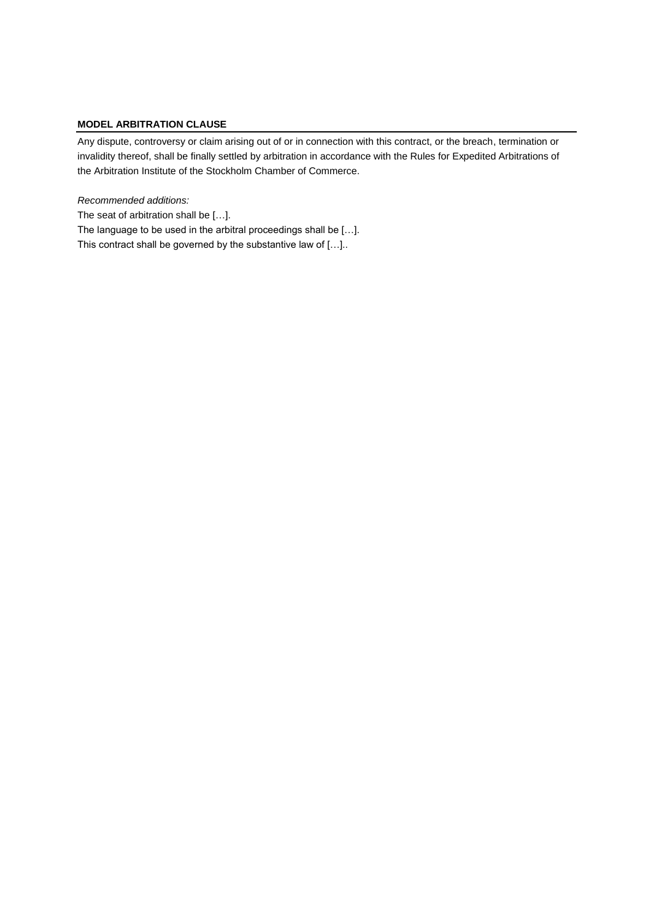**MODEL ARBITRATION CLAUSE**

Any dispute, controversy or claim arising out of or in connection with this contract, or the breach, termination or invalidity thereof, shall be finally settled by arbitration in accordance with the Rules for Expedited Arbitrations of the Arbitration Institute of the Stockholm Chamber of Commerce.

*Recommended additions:*

The seat of arbitration shall be […].

The language to be used in the arbitral proceedings shall be […].

This contract shall be governed by the substantive law of […]..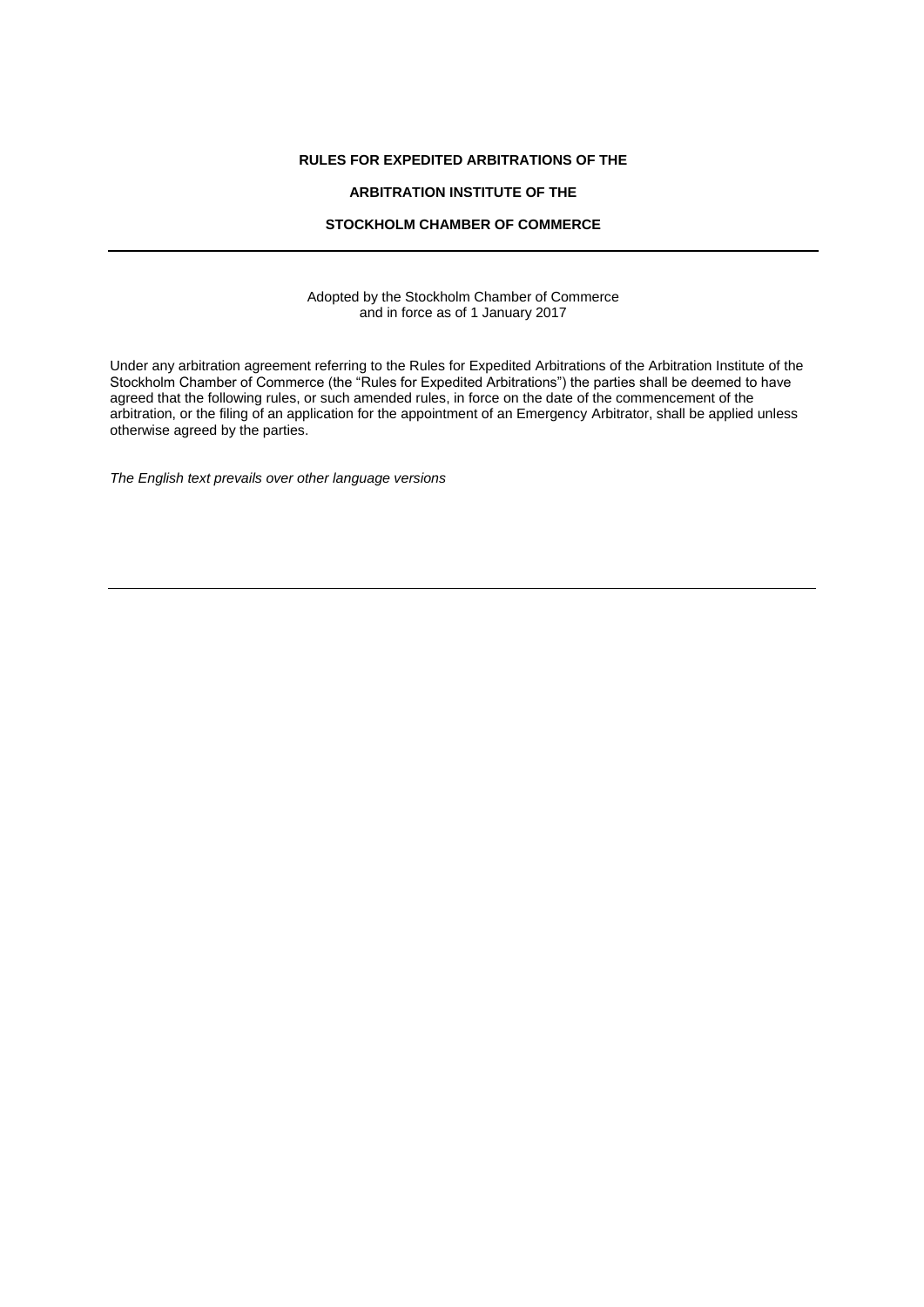# RULES FOR EXPEDITED ARBITRATIONS OF THE

# ARBITRATION INSTITUTE OF THE

# STOCKHOLM CHAMBER OF COMMERCE

---

Adopted by the Stockholm Chamber of Commerce
and in force as of 1 January 2017

Under any arbitration agreement referring to the Rules for Expedited Arbitrations of the Arbitration Institute of the Stockholm Chamber of Commerce (the "Rules for Expedited Arbitrations") the parties shall be deemed to have agreed that the following rules, or such amended rules, in force on the date of the commencement of the arbitration, or the filing of an application for the appointment of an Emergency Arbitrator, shall be applied unless otherwise agreed by the parties.

*The English text prevails over other language versions*

---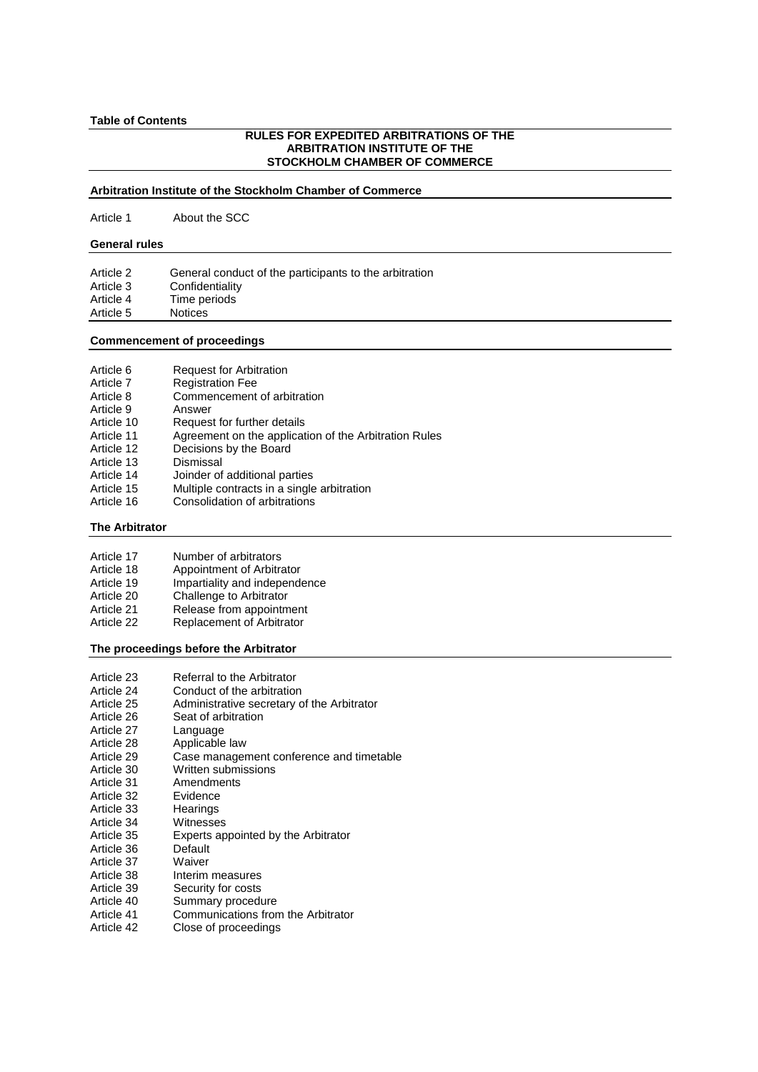**Table of Contents**

## RULES FOR EXPEDITED ARBITRATIONS OF THE ARBITRATION INSTITUTE OF THE STOCKHOLM CHAMBER OF COMMERCE

### Arbitration Institute of the Stockholm Chamber of Commerce

| | |
|---|---|
| Article 1 | About the SCC |

### General rules

| | |
|---|---|
| Article 2 | General conduct of the participants to the arbitration |
| Article 3 | Confidentiality |
| Article 4 | Time periods |
| Article 5 | Notices |

### Commencement of proceedings

| | |
|---|---|
| Article 6 | Request for Arbitration |
| Article 7 | Registration Fee |
| Article 8 | Commencement of arbitration |
| Article 9 | Answer |
| Article 10 | Request for further details |
| Article 11 | Agreement on the application of the Arbitration Rules |
| Article 12 | Decisions by the Board |
| Article 13 | Dismissal |
| Article 14 | Joinder of additional parties |
| Article 15 | Multiple contracts in a single arbitration |
| Article 16 | Consolidation of arbitrations |

### The Arbitrator

| | |
|---|---|
| Article 17 | Number of arbitrators |
| Article 18 | Appointment of Arbitrator |
| Article 19 | Impartiality and independence |
| Article 20 | Challenge to Arbitrator |
| Article 21 | Release from appointment |
| Article 22 | Replacement of Arbitrator |

### The proceedings before the Arbitrator

| | |
|---|---|
| Article 23 | Referral to the Arbitrator |
| Article 24 | Conduct of the arbitration |
| Article 25 | Administrative secretary of the Arbitrator |
| Article 26 | Seat of arbitration |
| Article 27 | Language |
| Article 28 | Applicable law |
| Article 29 | Case management conference and timetable |
| Article 30 | Written submissions |
| Article 31 | Amendments |
| Article 32 | Evidence |
| Article 33 | Hearings |
| Article 34 | Witnesses |
| Article 35 | Experts appointed by the Arbitrator |
| Article 36 | Default |
| Article 37 | Waiver |
| Article 38 | Interim measures |
| Article 39 | Security for costs |
| Article 40 | Summary procedure |
| Article 41 | Communications from the Arbitrator |
| Article 42 | Close of proceedings |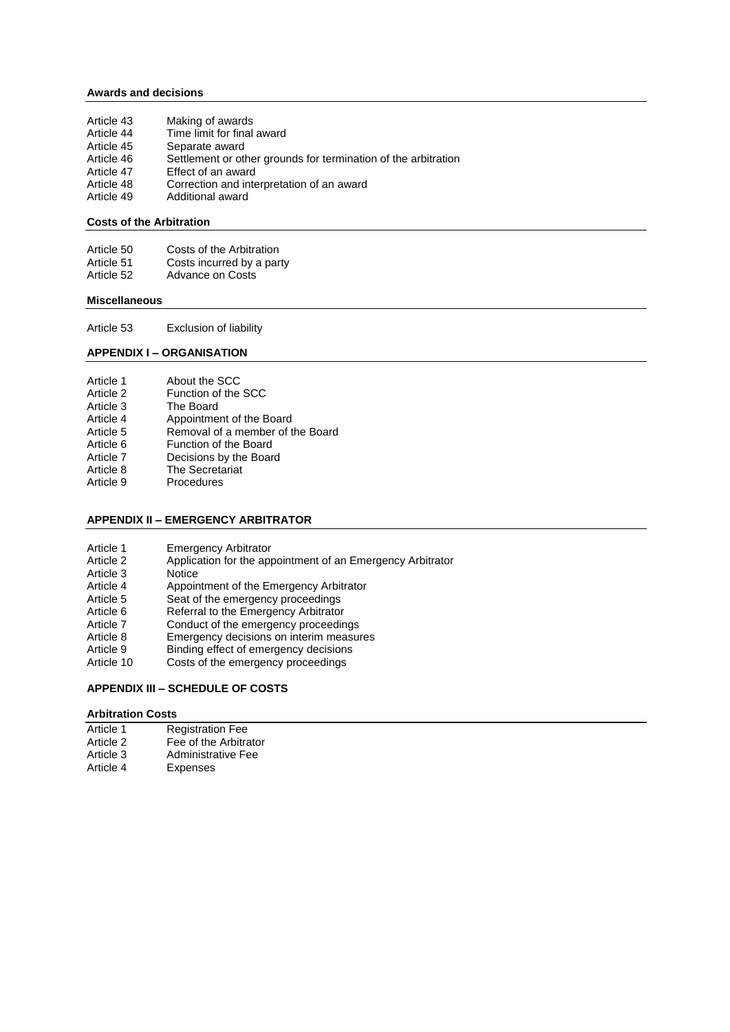**Awards and decisions**

| | |
|---|---|
| Article 43 | Making of awards |
| Article 44 | Time limit for final award |
| Article 45 | Separate award |
| Article 46 | Settlement or other grounds for termination of the arbitration |
| Article 47 | Effect of an award |
| Article 48 | Correction and interpretation of an award |
| Article 49 | Additional award |

**Costs of the Arbitration**

| | |
|---|---|
| Article 50 | Costs of the Arbitration |
| Article 51 | Costs incurred by a party |
| Article 52 | Advance on Costs |

**Miscellaneous**

| | |
|---|---|
| Article 53 | Exclusion of liability |

**APPENDIX I – ORGANISATION**

| | |
|---|---|
| Article 1 | About the SCC |
| Article 2 | Function of the SCC |
| Article 3 | The Board |
| Article 4 | Appointment of the Board |
| Article 5 | Removal of a member of the Board |
| Article 6 | Function of the Board |
| Article 7 | Decisions by the Board |
| Article 8 | The Secretariat |
| Article 9 | Procedures |

**APPENDIX II – EMERGENCY ARBITRATOR**

| | |
|---|---|
| Article 1 | Emergency Arbitrator |
| Article 2 | Application for the appointment of an Emergency Arbitrator |
| Article 3 | Notice |
| Article 4 | Appointment of the Emergency Arbitrator |
| Article 5 | Seat of the emergency proceedings |
| Article 6 | Referral to the Emergency Arbitrator |
| Article 7 | Conduct of the emergency proceedings |
| Article 8 | Emergency decisions on interim measures |
| Article 9 | Binding effect of emergency decisions |
| Article 10 | Costs of the emergency proceedings |

**APPENDIX III – SCHEDULE OF COSTS**

**Arbitration Costs**

| | |
|---|---|
| Article 1 | Registration Fee |
| Article 2 | Fee of the Arbitrator |
| Article 3 | Administrative Fee |
| Article 4 | Expenses |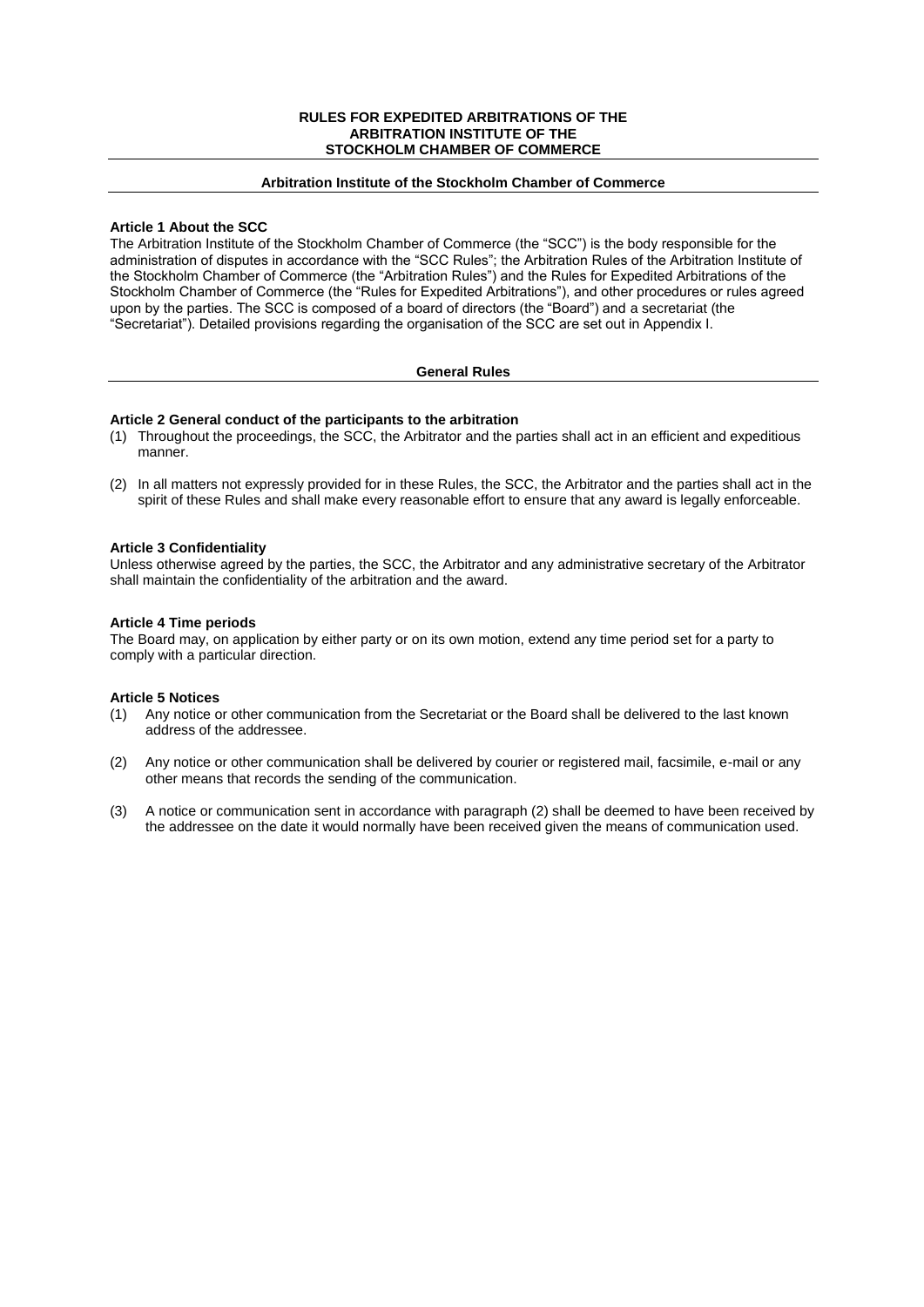**RULES FOR EXPEDITED ARBITRATIONS OF THE ARBITRATION INSTITUTE OF THE STOCKHOLM CHAMBER OF COMMERCE**

## Arbitration Institute of the Stockholm Chamber of Commerce

### Article 1 About the SCC

The Arbitration Institute of the Stockholm Chamber of Commerce (the "SCC") is the body responsible for the administration of disputes in accordance with the "SCC Rules"; the Arbitration Rules of the Arbitration Institute of the Stockholm Chamber of Commerce (the "Arbitration Rules") and the Rules for Expedited Arbitrations of the Stockholm Chamber of Commerce (the "Rules for Expedited Arbitrations"), and other procedures or rules agreed upon by the parties. The SCC is composed of a board of directors (the "Board") and a secretariat (the "Secretariat"). Detailed provisions regarding the organisation of the SCC are set out in Appendix I.

## General Rules

### Article 2 General conduct of the participants to the arbitration

(1) Throughout the proceedings, the SCC, the Arbitrator and the parties shall act in an efficient and expeditious manner.

(2) In all matters not expressly provided for in these Rules, the SCC, the Arbitrator and the parties shall act in the spirit of these Rules and shall make every reasonable effort to ensure that any award is legally enforceable.

### Article 3 Confidentiality

Unless otherwise agreed by the parties, the SCC, the Arbitrator and any administrative secretary of the Arbitrator shall maintain the confidentiality of the arbitration and the award.

### Article 4 Time periods

The Board may, on application by either party or on its own motion, extend any time period set for a party to comply with a particular direction.

### Article 5 Notices

(1) Any notice or other communication from the Secretariat or the Board shall be delivered to the last known address of the addressee.

(2) Any notice or other communication shall be delivered by courier or registered mail, facsimile, e-mail or any other means that records the sending of the communication.

(3) A notice or communication sent in accordance with paragraph (2) shall be deemed to have been received by the addressee on the date it would normally have been received given the means of communication used.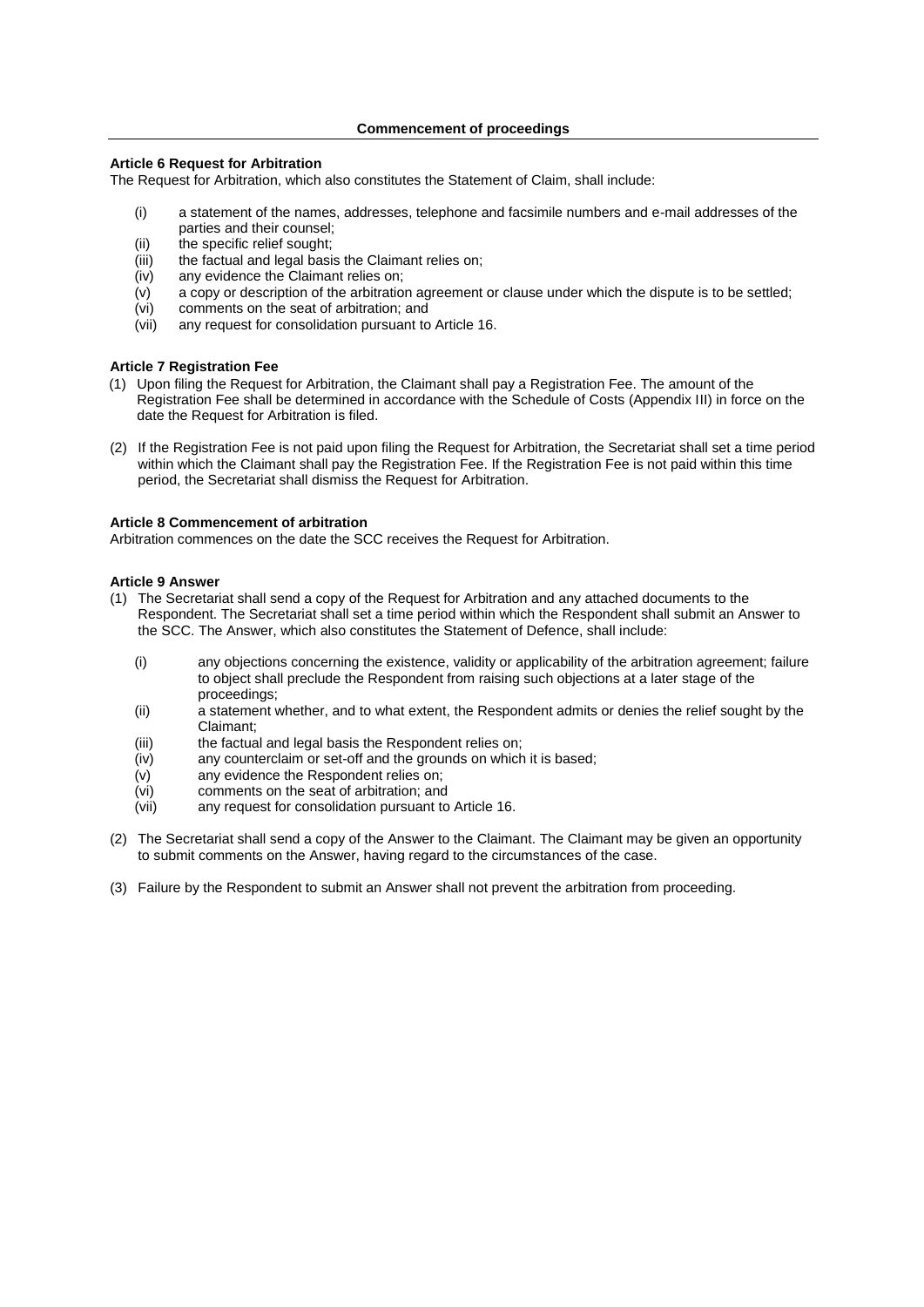## Commencement of proceedings

### Article 6 Request for Arbitration

The Request for Arbitration, which also constitutes the Statement of Claim, shall include:

- (i) a statement of the names, addresses, telephone and facsimile numbers and e-mail addresses of the parties and their counsel;
- (ii) the specific relief sought;
- (iii) the factual and legal basis the Claimant relies on;
- (iv) any evidence the Claimant relies on;
- (v) a copy or description of the arbitration agreement or clause under which the dispute is to be settled;
- (vi) comments on the seat of arbitration; and
- (vii) any request for consolidation pursuant to Article 16.

### Article 7 Registration Fee

(1) Upon filing the Request for Arbitration, the Claimant shall pay a Registration Fee. The amount of the Registration Fee shall be determined in accordance with the Schedule of Costs (Appendix III) in force on the date the Request for Arbitration is filed.

(2) If the Registration Fee is not paid upon filing the Request for Arbitration, the Secretariat shall set a time period within which the Claimant shall pay the Registration Fee. If the Registration Fee is not paid within this time period, the Secretariat shall dismiss the Request for Arbitration.

### Article 8 Commencement of arbitration

Arbitration commences on the date the SCC receives the Request for Arbitration.

### Article 9 Answer

(1) The Secretariat shall send a copy of the Request for Arbitration and any attached documents to the Respondent. The Secretariat shall set a time period within which the Respondent shall submit an Answer to the SCC. The Answer, which also constitutes the Statement of Defence, shall include:

- (i) any objections concerning the existence, validity or applicability of the arbitration agreement; failure to object shall preclude the Respondent from raising such objections at a later stage of the proceedings;
- (ii) a statement whether, and to what extent, the Respondent admits or denies the relief sought by the Claimant;
- (iii) the factual and legal basis the Respondent relies on;
- (iv) any counterclaim or set-off and the grounds on which it is based;
- (v) any evidence the Respondent relies on;
- (vi) comments on the seat of arbitration; and
- (vii) any request for consolidation pursuant to Article 16.

(2) The Secretariat shall send a copy of the Answer to the Claimant. The Claimant may be given an opportunity to submit comments on the Answer, having regard to the circumstances of the case.

(3) Failure by the Respondent to submit an Answer shall not prevent the arbitration from proceeding.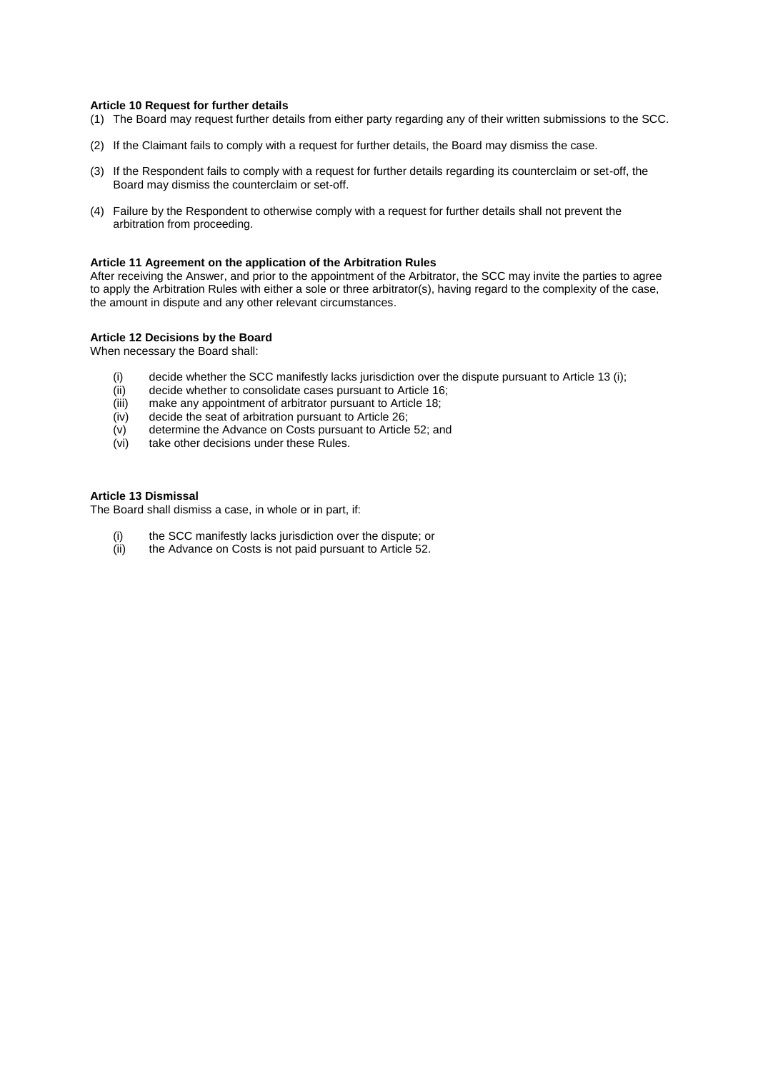**Article 10 Request for further details**

(1) The Board may request further details from either party regarding any of their written submissions to the SCC.

(2) If the Claimant fails to comply with a request for further details, the Board may dismiss the case.

(3) If the Respondent fails to comply with a request for further details regarding its counterclaim or set-off, the Board may dismiss the counterclaim or set-off.

(4) Failure by the Respondent to otherwise comply with a request for further details shall not prevent the arbitration from proceeding.

**Article 11 Agreement on the application of the Arbitration Rules**

After receiving the Answer, and prior to the appointment of the Arbitrator, the SCC may invite the parties to agree to apply the Arbitration Rules with either a sole or three arbitrator(s), having regard to the complexity of the case, the amount in dispute and any other relevant circumstances.

**Article 12 Decisions by the Board**

When necessary the Board shall:

(i) decide whether the SCC manifestly lacks jurisdiction over the dispute pursuant to Article 13 (i);
(ii) decide whether to consolidate cases pursuant to Article 16;
(iii) make any appointment of arbitrator pursuant to Article 18;
(iv) decide the seat of arbitration pursuant to Article 26;
(v) determine the Advance on Costs pursuant to Article 52; and
(vi) take other decisions under these Rules.

**Article 13 Dismissal**

The Board shall dismiss a case, in whole or in part, if:

(i) the SCC manifestly lacks jurisdiction over the dispute; or
(ii) the Advance on Costs is not paid pursuant to Article 52.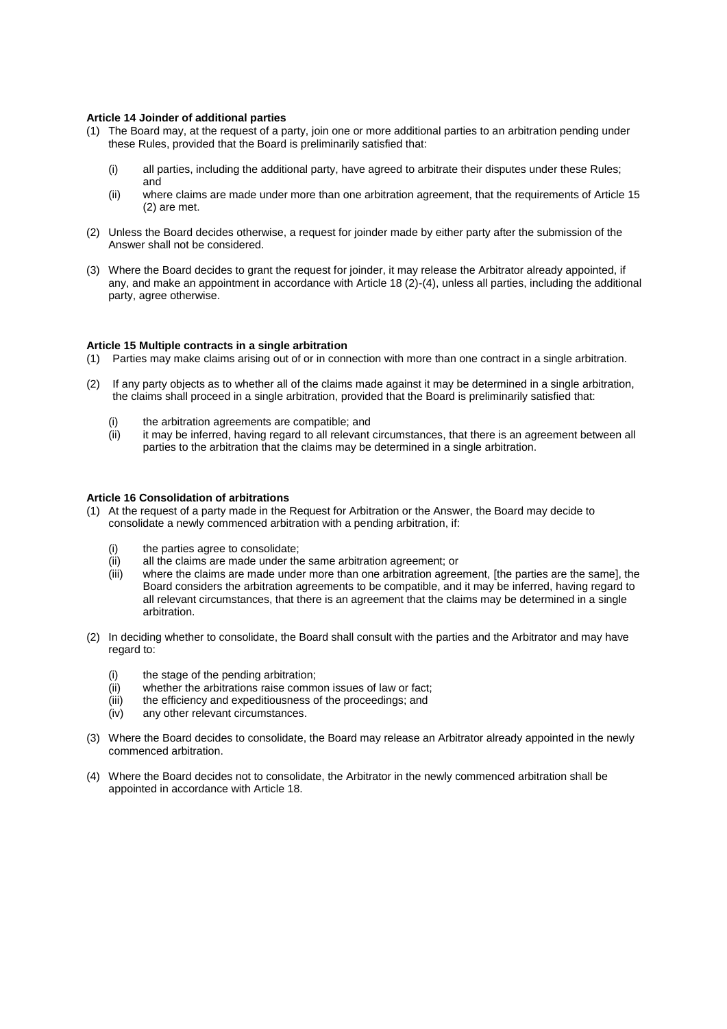**Article 14 Joinder of additional parties**

(1) The Board may, at the request of a party, join one or more additional parties to an arbitration pending under these Rules, provided that the Board is preliminarily satisfied that:

   (i) all parties, including the additional party, have agreed to arbitrate their disputes under these Rules; and

   (ii) where claims are made under more than one arbitration agreement, that the requirements of Article 15 (2) are met.

(2) Unless the Board decides otherwise, a request for joinder made by either party after the submission of the Answer shall not be considered.

(3) Where the Board decides to grant the request for joinder, it may release the Arbitrator already appointed, if any, and make an appointment in accordance with Article 18 (2)-(4), unless all parties, including the additional party, agree otherwise.

**Article 15 Multiple contracts in a single arbitration**

(1) Parties may make claims arising out of or in connection with more than one contract in a single arbitration.

(2) If any party objects as to whether all of the claims made against it may be determined in a single arbitration, the claims shall proceed in a single arbitration, provided that the Board is preliminarily satisfied that:

   (i) the arbitration agreements are compatible; and

   (ii) it may be inferred, having regard to all relevant circumstances, that there is an agreement between all parties to the arbitration that the claims may be determined in a single arbitration.

**Article 16 Consolidation of arbitrations**

(1) At the request of a party made in the Request for Arbitration or the Answer, the Board may decide to consolidate a newly commenced arbitration with a pending arbitration, if:

   (i) the parties agree to consolidate;

   (ii) all the claims are made under the same arbitration agreement; or

   (iii) where the claims are made under more than one arbitration agreement, [the parties are the same], the Board considers the arbitration agreements to be compatible, and it may be inferred, having regard to all relevant circumstances, that there is an agreement that the claims may be determined in a single arbitration.

(2) In deciding whether to consolidate, the Board shall consult with the parties and the Arbitrator and may have regard to:

   (i) the stage of the pending arbitration;

   (ii) whether the arbitrations raise common issues of law or fact;

   (iii) the efficiency and expeditiousness of the proceedings; and

   (iv) any other relevant circumstances.

(3) Where the Board decides to consolidate, the Board may release an Arbitrator already appointed in the newly commenced arbitration.

(4) Where the Board decides not to consolidate, the Arbitrator in the newly commenced arbitration shall be appointed in accordance with Article 18.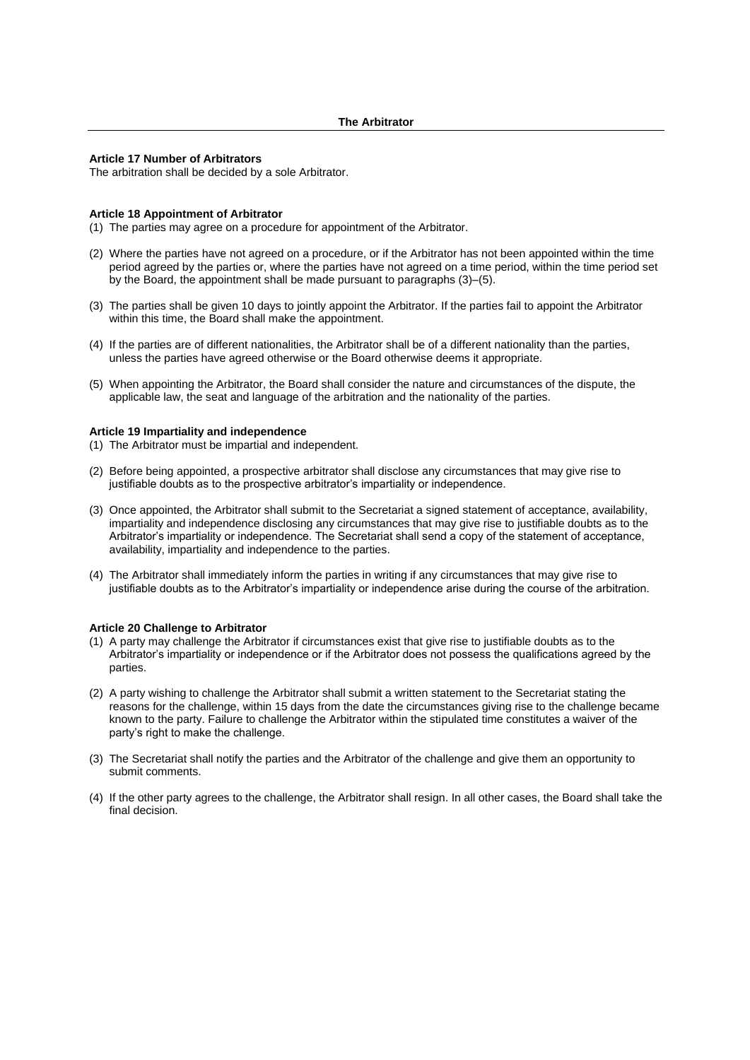## The Arbitrator

### Article 17 Number of Arbitrators

The arbitration shall be decided by a sole Arbitrator.

### Article 18 Appointment of Arbitrator

(1) The parties may agree on a procedure for appointment of the Arbitrator.

(2) Where the parties have not agreed on a procedure, or if the Arbitrator has not been appointed within the time period agreed by the parties or, where the parties have not agreed on a time period, within the time period set by the Board, the appointment shall be made pursuant to paragraphs (3)–(5).

(3) The parties shall be given 10 days to jointly appoint the Arbitrator. If the parties fail to appoint the Arbitrator within this time, the Board shall make the appointment.

(4) If the parties are of different nationalities, the Arbitrator shall be of a different nationality than the parties, unless the parties have agreed otherwise or the Board otherwise deems it appropriate.

(5) When appointing the Arbitrator, the Board shall consider the nature and circumstances of the dispute, the applicable law, the seat and language of the arbitration and the nationality of the parties.

### Article 19 Impartiality and independence

(1) The Arbitrator must be impartial and independent.

(2) Before being appointed, a prospective arbitrator shall disclose any circumstances that may give rise to justifiable doubts as to the prospective arbitrator's impartiality or independence.

(3) Once appointed, the Arbitrator shall submit to the Secretariat a signed statement of acceptance, availability, impartiality and independence disclosing any circumstances that may give rise to justifiable doubts as to the Arbitrator's impartiality or independence. The Secretariat shall send a copy of the statement of acceptance, availability, impartiality and independence to the parties.

(4) The Arbitrator shall immediately inform the parties in writing if any circumstances that may give rise to justifiable doubts as to the Arbitrator's impartiality or independence arise during the course of the arbitration.

### Article 20 Challenge to Arbitrator

(1) A party may challenge the Arbitrator if circumstances exist that give rise to justifiable doubts as to the Arbitrator's impartiality or independence or if the Arbitrator does not possess the qualifications agreed by the parties.

(2) A party wishing to challenge the Arbitrator shall submit a written statement to the Secretariat stating the reasons for the challenge, within 15 days from the date the circumstances giving rise to the challenge became known to the party. Failure to challenge the Arbitrator within the stipulated time constitutes a waiver of the party's right to make the challenge.

(3) The Secretariat shall notify the parties and the Arbitrator of the challenge and give them an opportunity to submit comments.

(4) If the other party agrees to the challenge, the Arbitrator shall resign. In all other cases, the Board shall take the final decision.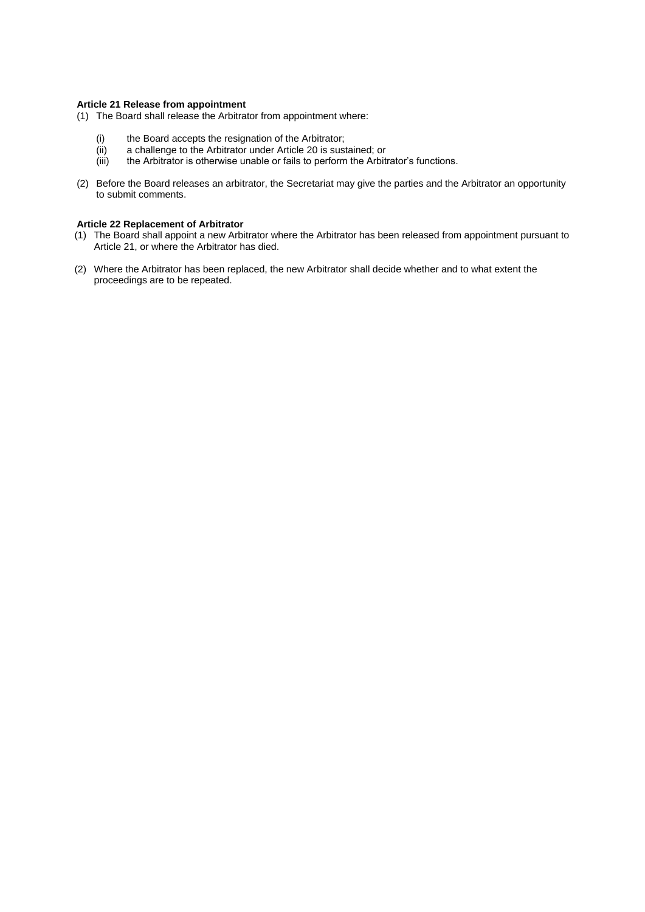**Article 21 Release from appointment**

(1) The Board shall release the Arbitrator from appointment where:

- (i) the Board accepts the resignation of the Arbitrator;
- (ii) a challenge to the Arbitrator under Article 20 is sustained; or
- (iii) the Arbitrator is otherwise unable or fails to perform the Arbitrator's functions.

(2) Before the Board releases an arbitrator, the Secretariat may give the parties and the Arbitrator an opportunity to submit comments.

**Article 22 Replacement of Arbitrator**

(1) The Board shall appoint a new Arbitrator where the Arbitrator has been released from appointment pursuant to Article 21, or where the Arbitrator has died.

(2) Where the Arbitrator has been replaced, the new Arbitrator shall decide whether and to what extent the proceedings are to be repeated.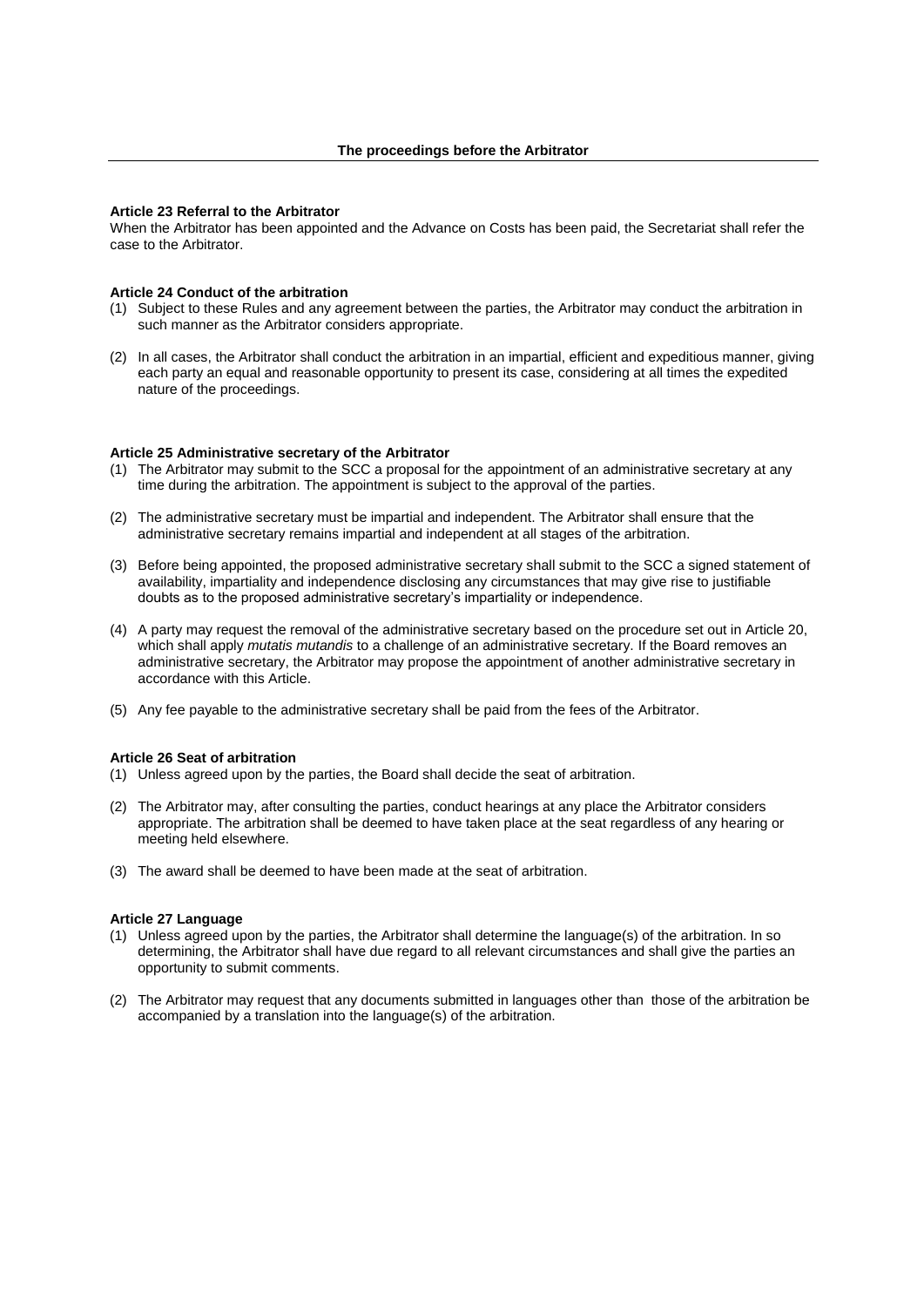## The proceedings before the Arbitrator

### Article 23 Referral to the Arbitrator

When the Arbitrator has been appointed and the Advance on Costs has been paid, the Secretariat shall refer the case to the Arbitrator.

### Article 24 Conduct of the arbitration

(1) Subject to these Rules and any agreement between the parties, the Arbitrator may conduct the arbitration in such manner as the Arbitrator considers appropriate.

(2) In all cases, the Arbitrator shall conduct the arbitration in an impartial, efficient and expeditious manner, giving each party an equal and reasonable opportunity to present its case, considering at all times the expedited nature of the proceedings.

### Article 25 Administrative secretary of the Arbitrator

(1) The Arbitrator may submit to the SCC a proposal for the appointment of an administrative secretary at any time during the arbitration. The appointment is subject to the approval of the parties.

(2) The administrative secretary must be impartial and independent. The Arbitrator shall ensure that the administrative secretary remains impartial and independent at all stages of the arbitration.

(3) Before being appointed, the proposed administrative secretary shall submit to the SCC a signed statement of availability, impartiality and independence disclosing any circumstances that may give rise to justifiable doubts as to the proposed administrative secretary's impartiality or independence.

(4) A party may request the removal of the administrative secretary based on the procedure set out in Article 20, which shall apply *mutatis mutandis* to a challenge of an administrative secretary. If the Board removes an administrative secretary, the Arbitrator may propose the appointment of another administrative secretary in accordance with this Article.

(5) Any fee payable to the administrative secretary shall be paid from the fees of the Arbitrator.

### Article 26 Seat of arbitration

(1) Unless agreed upon by the parties, the Board shall decide the seat of arbitration.

(2) The Arbitrator may, after consulting the parties, conduct hearings at any place the Arbitrator considers appropriate. The arbitration shall be deemed to have taken place at the seat regardless of any hearing or meeting held elsewhere.

(3) The award shall be deemed to have been made at the seat of arbitration.

### Article 27 Language

(1) Unless agreed upon by the parties, the Arbitrator shall determine the language(s) of the arbitration. In so determining, the Arbitrator shall have due regard to all relevant circumstances and shall give the parties an opportunity to submit comments.

(2) The Arbitrator may request that any documents submitted in languages other than those of the arbitration be accompanied by a translation into the language(s) of the arbitration.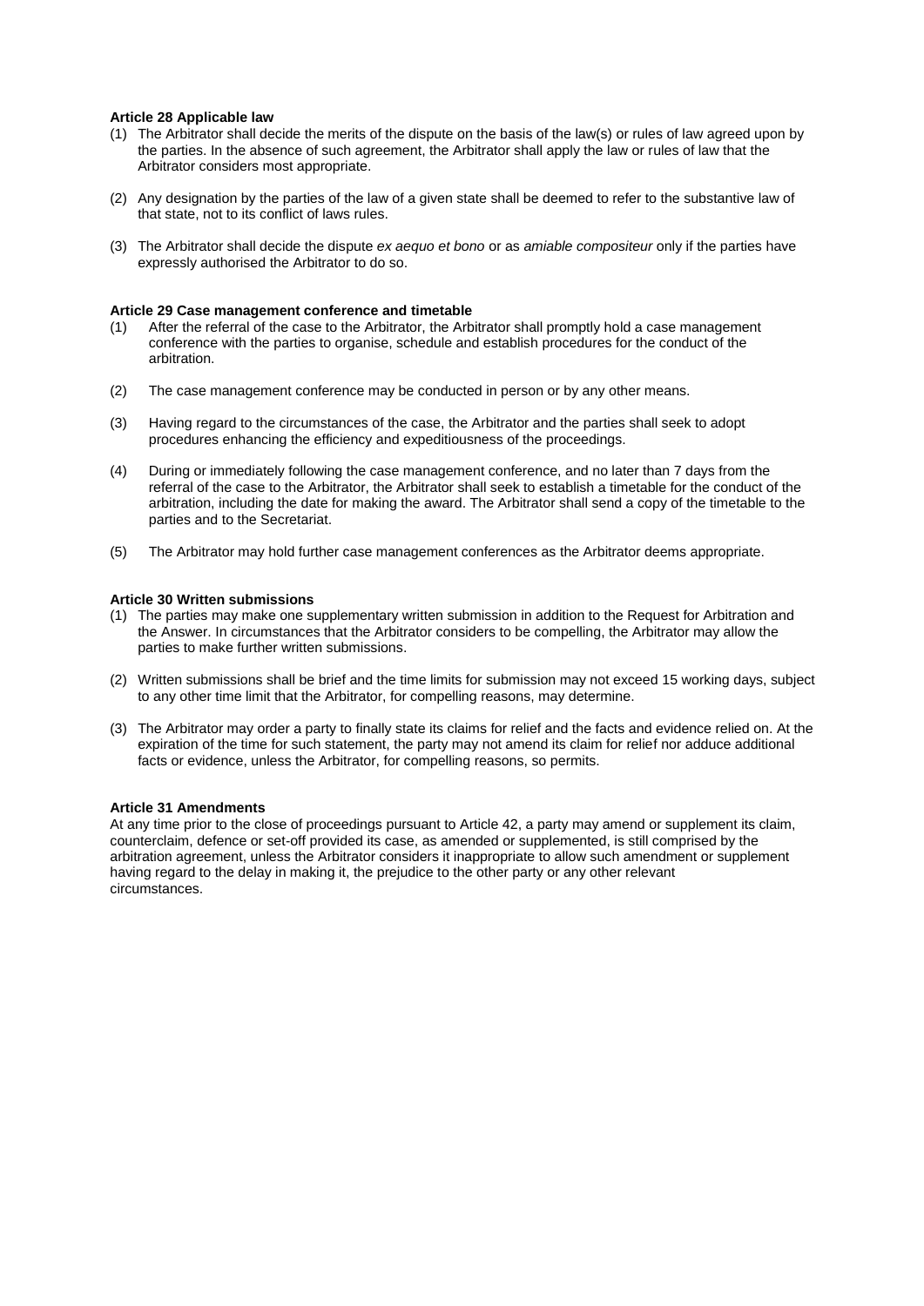**Article 28 Applicable law**

(1) The Arbitrator shall decide the merits of the dispute on the basis of the law(s) or rules of law agreed upon by the parties. In the absence of such agreement, the Arbitrator shall apply the law or rules of law that the Arbitrator considers most appropriate.

(2) Any designation by the parties of the law of a given state shall be deemed to refer to the substantive law of that state, not to its conflict of laws rules.

(3) The Arbitrator shall decide the dispute *ex aequo et bono* or as *amiable compositeur* only if the parties have expressly authorised the Arbitrator to do so.

**Article 29 Case management conference and timetable**

(1) After the referral of the case to the Arbitrator, the Arbitrator shall promptly hold a case management conference with the parties to organise, schedule and establish procedures for the conduct of the arbitration.

(2) The case management conference may be conducted in person or by any other means.

(3) Having regard to the circumstances of the case, the Arbitrator and the parties shall seek to adopt procedures enhancing the efficiency and expeditiousness of the proceedings.

(4) During or immediately following the case management conference, and no later than 7 days from the referral of the case to the Arbitrator, the Arbitrator shall seek to establish a timetable for the conduct of the arbitration, including the date for making the award. The Arbitrator shall send a copy of the timetable to the parties and to the Secretariat.

(5) The Arbitrator may hold further case management conferences as the Arbitrator deems appropriate.

**Article 30 Written submissions**

(1) The parties may make one supplementary written submission in addition to the Request for Arbitration and the Answer. In circumstances that the Arbitrator considers to be compelling, the Arbitrator may allow the parties to make further written submissions.

(2) Written submissions shall be brief and the time limits for submission may not exceed 15 working days, subject to any other time limit that the Arbitrator, for compelling reasons, may determine.

(3) The Arbitrator may order a party to finally state its claims for relief and the facts and evidence relied on. At the expiration of the time for such statement, the party may not amend its claim for relief nor adduce additional facts or evidence, unless the Arbitrator, for compelling reasons, so permits.

**Article 31 Amendments**

At any time prior to the close of proceedings pursuant to Article 42, a party may amend or supplement its claim, counterclaim, defence or set-off provided its case, as amended or supplemented, is still comprised by the arbitration agreement, unless the Arbitrator considers it inappropriate to allow such amendment or supplement having regard to the delay in making it, the prejudice to the other party or any other relevant circumstances.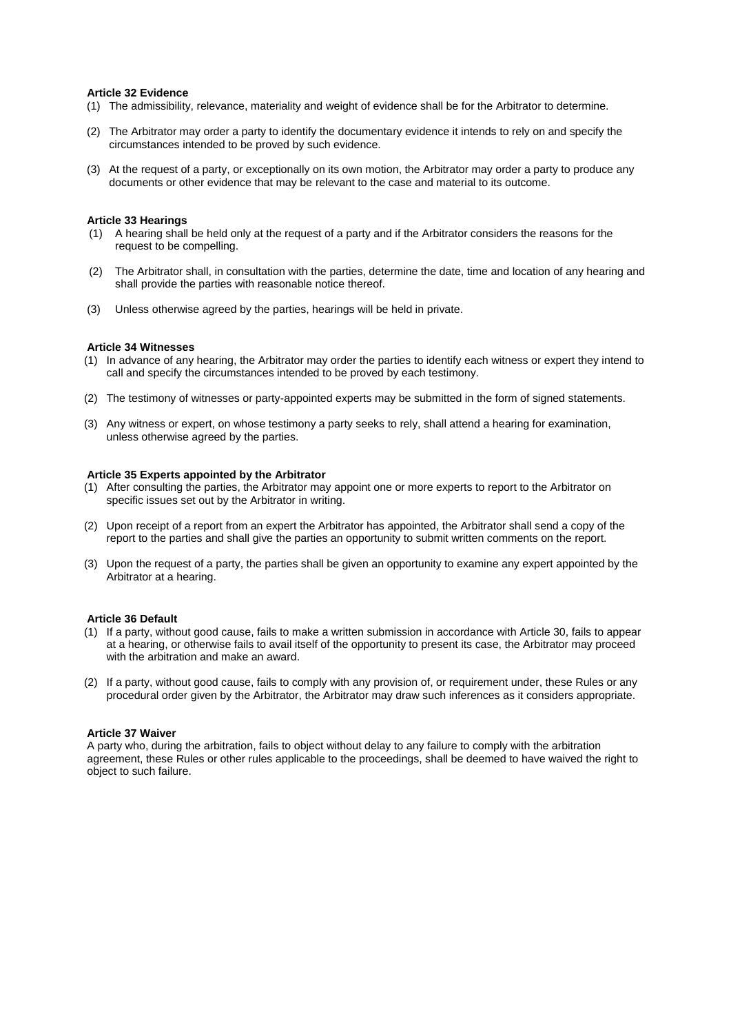### Article 32 Evidence

(1) The admissibility, relevance, materiality and weight of evidence shall be for the Arbitrator to determine.

(2) The Arbitrator may order a party to identify the documentary evidence it intends to rely on and specify the circumstances intended to be proved by such evidence.

(3) At the request of a party, or exceptionally on its own motion, the Arbitrator may order a party to produce any documents or other evidence that may be relevant to the case and material to its outcome.

### Article 33 Hearings

(1) A hearing shall be held only at the request of a party and if the Arbitrator considers the reasons for the request to be compelling.

(2) The Arbitrator shall, in consultation with the parties, determine the date, time and location of any hearing and shall provide the parties with reasonable notice thereof.

(3) Unless otherwise agreed by the parties, hearings will be held in private.

### Article 34 Witnesses

(1) In advance of any hearing, the Arbitrator may order the parties to identify each witness or expert they intend to call and specify the circumstances intended to be proved by each testimony.

(2) The testimony of witnesses or party-appointed experts may be submitted in the form of signed statements.

(3) Any witness or expert, on whose testimony a party seeks to rely, shall attend a hearing for examination, unless otherwise agreed by the parties.

### Article 35 Experts appointed by the Arbitrator

(1) After consulting the parties, the Arbitrator may appoint one or more experts to report to the Arbitrator on specific issues set out by the Arbitrator in writing.

(2) Upon receipt of a report from an expert the Arbitrator has appointed, the Arbitrator shall send a copy of the report to the parties and shall give the parties an opportunity to submit written comments on the report.

(3) Upon the request of a party, the parties shall be given an opportunity to examine any expert appointed by the Arbitrator at a hearing.

### Article 36 Default

(1) If a party, without good cause, fails to make a written submission in accordance with Article 30, fails to appear at a hearing, or otherwise fails to avail itself of the opportunity to present its case, the Arbitrator may proceed with the arbitration and make an award.

(2) If a party, without good cause, fails to comply with any provision of, or requirement under, these Rules or any procedural order given by the Arbitrator, the Arbitrator may draw such inferences as it considers appropriate.

### Article 37 Waiver

A party who, during the arbitration, fails to object without delay to any failure to comply with the arbitration agreement, these Rules or other rules applicable to the proceedings, shall be deemed to have waived the right to object to such failure.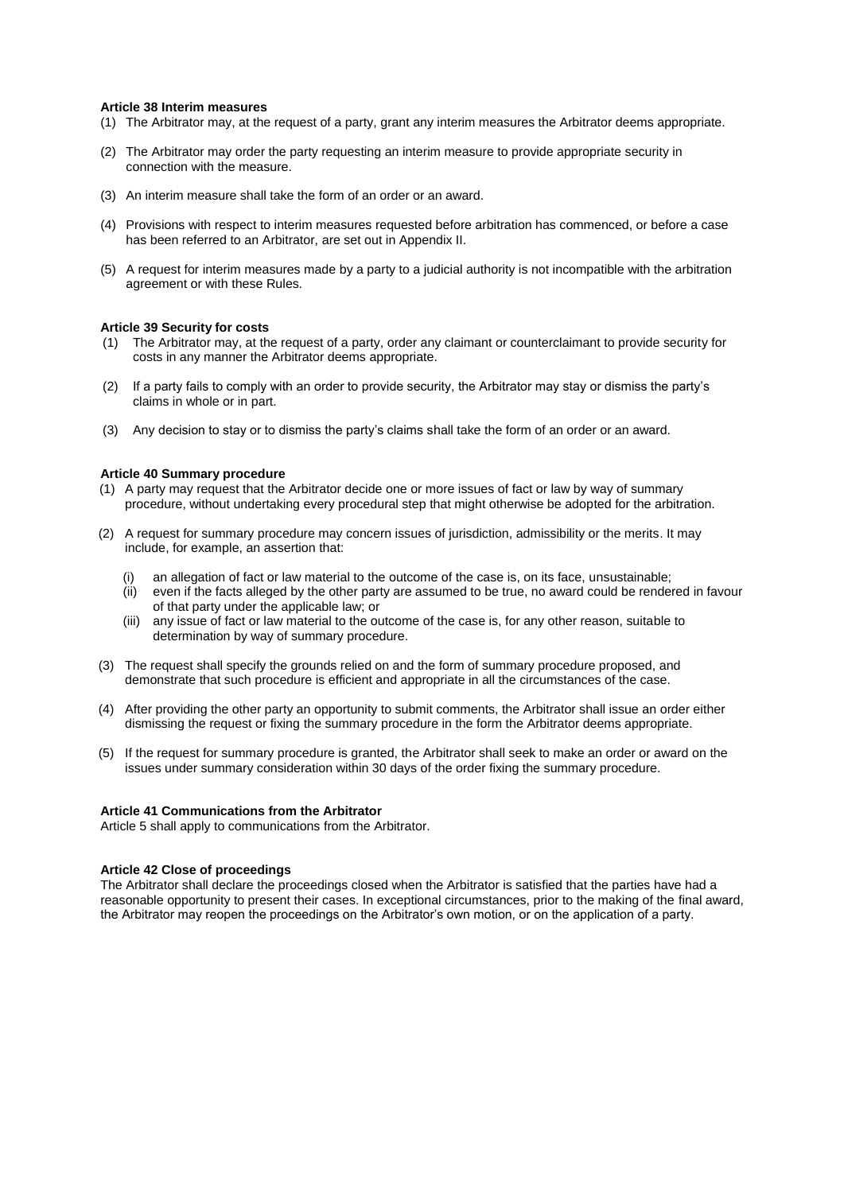**Article 38 Interim measures**

(1) The Arbitrator may, at the request of a party, grant any interim measures the Arbitrator deems appropriate.

(2) The Arbitrator may order the party requesting an interim measure to provide appropriate security in connection with the measure.

(3) An interim measure shall take the form of an order or an award.

(4) Provisions with respect to interim measures requested before arbitration has commenced, or before a case has been referred to an Arbitrator, are set out in Appendix II.

(5) A request for interim measures made by a party to a judicial authority is not incompatible with the arbitration agreement or with these Rules.

**Article 39 Security for costs**

(1) The Arbitrator may, at the request of a party, order any claimant or counterclaimant to provide security for costs in any manner the Arbitrator deems appropriate.

(2) If a party fails to comply with an order to provide security, the Arbitrator may stay or dismiss the party's claims in whole or in part.

(3) Any decision to stay or to dismiss the party's claims shall take the form of an order or an award.

**Article 40 Summary procedure**

(1) A party may request that the Arbitrator decide one or more issues of fact or law by way of summary procedure, without undertaking every procedural step that might otherwise be adopted for the arbitration.

(2) A request for summary procedure may concern issues of jurisdiction, admissibility or the merits. It may include, for example, an assertion that:

   (i) an allegation of fact or law material to the outcome of the case is, on its face, unsustainable;
   (ii) even if the facts alleged by the other party are assumed to be true, no award could be rendered in favour of that party under the applicable law; or
   (iii) any issue of fact or law material to the outcome of the case is, for any other reason, suitable to determination by way of summary procedure.

(3) The request shall specify the grounds relied on and the form of summary procedure proposed, and demonstrate that such procedure is efficient and appropriate in all the circumstances of the case.

(4) After providing the other party an opportunity to submit comments, the Arbitrator shall issue an order either dismissing the request or fixing the summary procedure in the form the Arbitrator deems appropriate.

(5) If the request for summary procedure is granted, the Arbitrator shall seek to make an order or award on the issues under summary consideration within 30 days of the order fixing the summary procedure.

**Article 41 Communications from the Arbitrator**

Article 5 shall apply to communications from the Arbitrator.

**Article 42 Close of proceedings**

The Arbitrator shall declare the proceedings closed when the Arbitrator is satisfied that the parties have had a reasonable opportunity to present their cases. In exceptional circumstances, prior to the making of the final award, the Arbitrator may reopen the proceedings on the Arbitrator's own motion, or on the application of a party.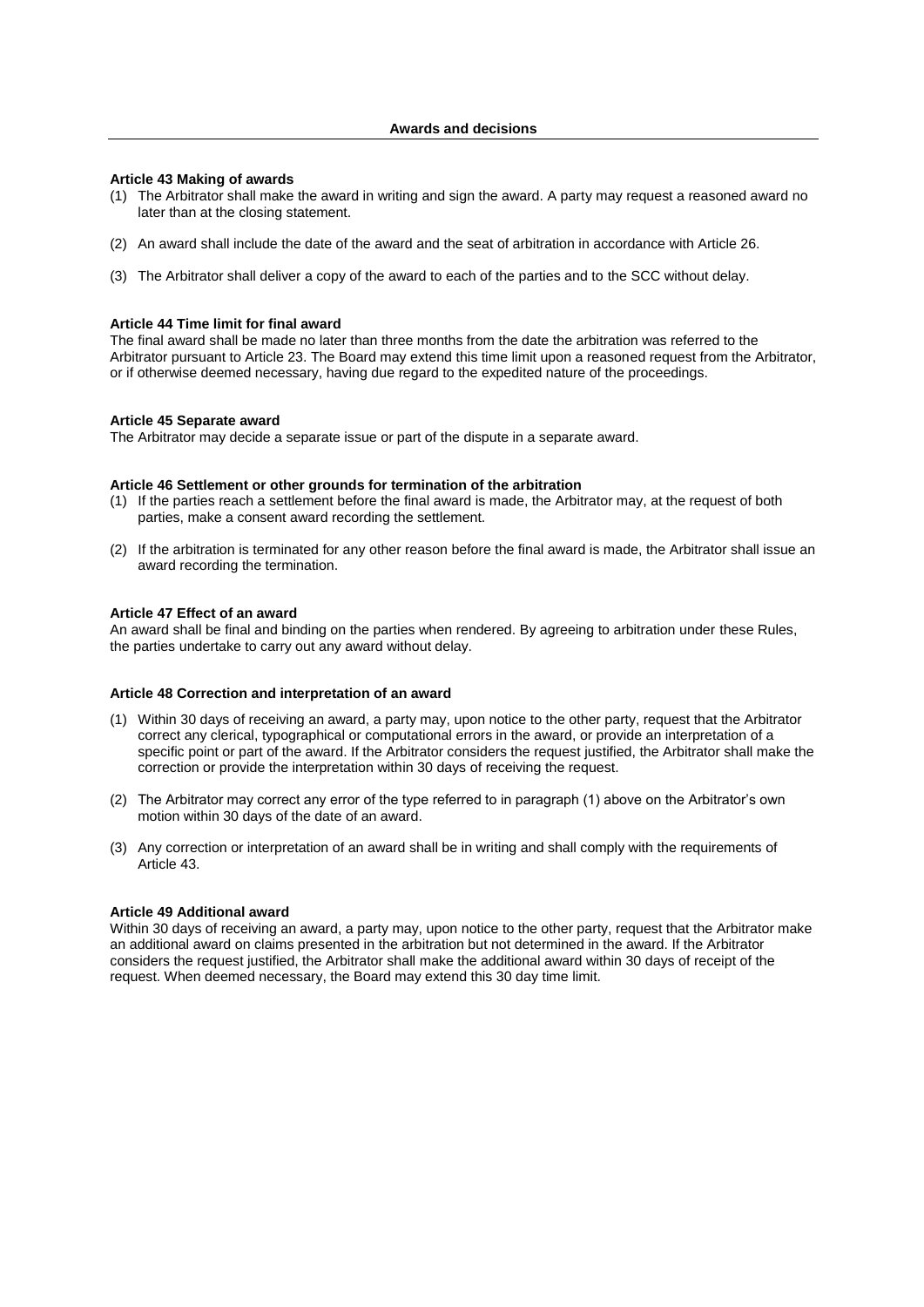## Awards and decisions

### Article 43 Making of awards

(1) The Arbitrator shall make the award in writing and sign the award. A party may request a reasoned award no later than at the closing statement.

(2) An award shall include the date of the award and the seat of arbitration in accordance with Article 26.

(3) The Arbitrator shall deliver a copy of the award to each of the parties and to the SCC without delay.

### Article 44 Time limit for final award

The final award shall be made no later than three months from the date the arbitration was referred to the Arbitrator pursuant to Article 23. The Board may extend this time limit upon a reasoned request from the Arbitrator, or if otherwise deemed necessary, having due regard to the expedited nature of the proceedings.

### Article 45 Separate award

The Arbitrator may decide a separate issue or part of the dispute in a separate award.

### Article 46 Settlement or other grounds for termination of the arbitration

(1) If the parties reach a settlement before the final award is made, the Arbitrator may, at the request of both parties, make a consent award recording the settlement.

(2) If the arbitration is terminated for any other reason before the final award is made, the Arbitrator shall issue an award recording the termination.

### Article 47 Effect of an award

An award shall be final and binding on the parties when rendered. By agreeing to arbitration under these Rules, the parties undertake to carry out any award without delay.

### Article 48 Correction and interpretation of an award

(1) Within 30 days of receiving an award, a party may, upon notice to the other party, request that the Arbitrator correct any clerical, typographical or computational errors in the award, or provide an interpretation of a specific point or part of the award. If the Arbitrator considers the request justified, the Arbitrator shall make the correction or provide the interpretation within 30 days of receiving the request.

(2) The Arbitrator may correct any error of the type referred to in paragraph (1) above on the Arbitrator's own motion within 30 days of the date of an award.

(3) Any correction or interpretation of an award shall be in writing and shall comply with the requirements of Article 43.

### Article 49 Additional award

Within 30 days of receiving an award, a party may, upon notice to the other party, request that the Arbitrator make an additional award on claims presented in the arbitration but not determined in the award. If the Arbitrator considers the request justified, the Arbitrator shall make the additional award within 30 days of receipt of the request. When deemed necessary, the Board may extend this 30 day time limit.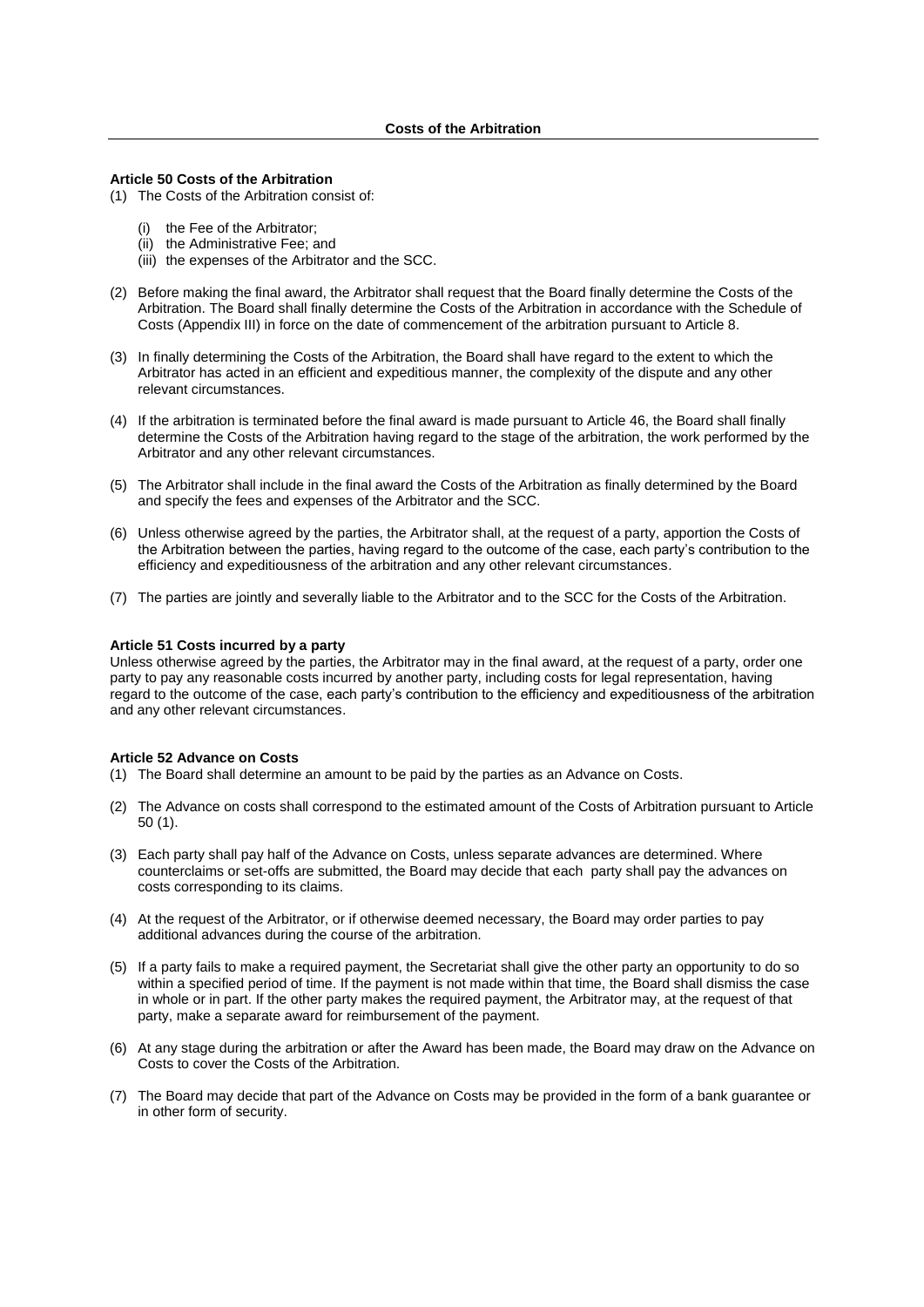## Costs of the Arbitration

### Article 50 Costs of the Arbitration

(1) The Costs of the Arbitration consist of:

- (i) the Fee of the Arbitrator;
- (ii) the Administrative Fee; and
- (iii) the expenses of the Arbitrator and the SCC.

(2) Before making the final award, the Arbitrator shall request that the Board finally determine the Costs of the Arbitration. The Board shall finally determine the Costs of the Arbitration in accordance with the Schedule of Costs (Appendix III) in force on the date of commencement of the arbitration pursuant to Article 8.

(3) In finally determining the Costs of the Arbitration, the Board shall have regard to the extent to which the Arbitrator has acted in an efficient and expeditious manner, the complexity of the dispute and any other relevant circumstances.

(4) If the arbitration is terminated before the final award is made pursuant to Article 46, the Board shall finally determine the Costs of the Arbitration having regard to the stage of the arbitration, the work performed by the Arbitrator and any other relevant circumstances.

(5) The Arbitrator shall include in the final award the Costs of the Arbitration as finally determined by the Board and specify the fees and expenses of the Arbitrator and the SCC.

(6) Unless otherwise agreed by the parties, the Arbitrator shall, at the request of a party, apportion the Costs of the Arbitration between the parties, having regard to the outcome of the case, each party's contribution to the efficiency and expeditiousness of the arbitration and any other relevant circumstances.

(7) The parties are jointly and severally liable to the Arbitrator and to the SCC for the Costs of the Arbitration.

### Article 51 Costs incurred by a party

Unless otherwise agreed by the parties, the Arbitrator may in the final award, at the request of a party, order one party to pay any reasonable costs incurred by another party, including costs for legal representation, having regard to the outcome of the case, each party's contribution to the efficiency and expeditiousness of the arbitration and any other relevant circumstances.

### Article 52 Advance on Costs

(1) The Board shall determine an amount to be paid by the parties as an Advance on Costs.

(2) The Advance on costs shall correspond to the estimated amount of the Costs of Arbitration pursuant to Article 50 (1).

(3) Each party shall pay half of the Advance on Costs, unless separate advances are determined. Where counterclaims or set-offs are submitted, the Board may decide that each party shall pay the advances on costs corresponding to its claims.

(4) At the request of the Arbitrator, or if otherwise deemed necessary, the Board may order parties to pay additional advances during the course of the arbitration.

(5) If a party fails to make a required payment, the Secretariat shall give the other party an opportunity to do so within a specified period of time. If the payment is not made within that time, the Board shall dismiss the case in whole or in part. If the other party makes the required payment, the Arbitrator may, at the request of that party, make a separate award for reimbursement of the payment.

(6) At any stage during the arbitration or after the Award has been made, the Board may draw on the Advance on Costs to cover the Costs of the Arbitration.

(7) The Board may decide that part of the Advance on Costs may be provided in the form of a bank guarantee or in other form of security.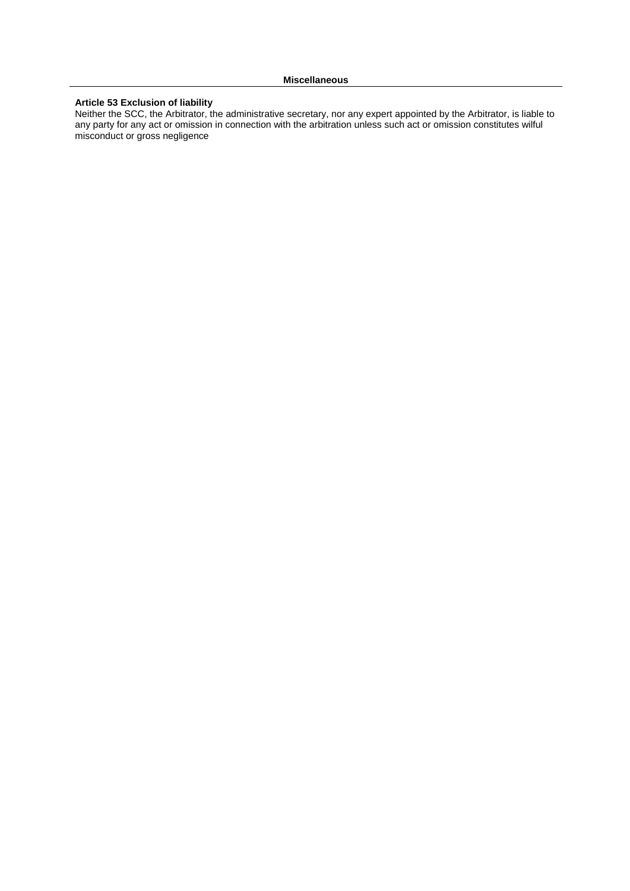## Miscellaneous

**Article 53 Exclusion of liability**

Neither the SCC, the Arbitrator, the administrative secretary, nor any expert appointed by the Arbitrator, is liable to any party for any act or omission in connection with the arbitration unless such act or omission constitutes wilful misconduct or gross negligence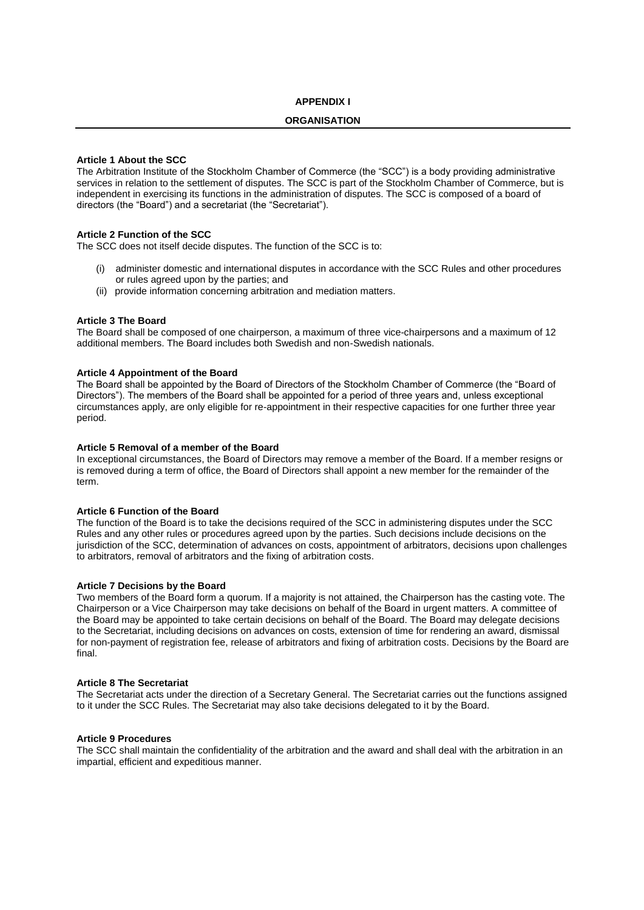# APPENDIX I

## ORGANISATION

**Article 1 About the SCC**

The Arbitration Institute of the Stockholm Chamber of Commerce (the "SCC") is a body providing administrative services in relation to the settlement of disputes. The SCC is part of the Stockholm Chamber of Commerce, but is independent in exercising its functions in the administration of disputes. The SCC is composed of a board of directors (the "Board") and a secretariat (the "Secretariat").

**Article 2 Function of the SCC**

The SCC does not itself decide disputes. The function of the SCC is to:

(i) administer domestic and international disputes in accordance with the SCC Rules and other procedures or rules agreed upon by the parties; and

(ii) provide information concerning arbitration and mediation matters.

**Article 3 The Board**

The Board shall be composed of one chairperson, a maximum of three vice-chairpersons and a maximum of 12 additional members. The Board includes both Swedish and non-Swedish nationals.

**Article 4 Appointment of the Board**

The Board shall be appointed by the Board of Directors of the Stockholm Chamber of Commerce (the "Board of Directors"). The members of the Board shall be appointed for a period of three years and, unless exceptional circumstances apply, are only eligible for re-appointment in their respective capacities for one further three year period.

**Article 5 Removal of a member of the Board**

In exceptional circumstances, the Board of Directors may remove a member of the Board. If a member resigns or is removed during a term of office, the Board of Directors shall appoint a new member for the remainder of the term.

**Article 6 Function of the Board**

The function of the Board is to take the decisions required of the SCC in administering disputes under the SCC Rules and any other rules or procedures agreed upon by the parties. Such decisions include decisions on the jurisdiction of the SCC, determination of advances on costs, appointment of arbitrators, decisions upon challenges to arbitrators, removal of arbitrators and the fixing of arbitration costs.

**Article 7 Decisions by the Board**

Two members of the Board form a quorum. If a majority is not attained, the Chairperson has the casting vote. The Chairperson or a Vice Chairperson may take decisions on behalf of the Board in urgent matters. A committee of the Board may be appointed to take certain decisions on behalf of the Board. The Board may delegate decisions to the Secretariat, including decisions on advances on costs, extension of time for rendering an award, dismissal for non-payment of registration fee, release of arbitrators and fixing of arbitration costs. Decisions by the Board are final.

**Article 8 The Secretariat**

The Secretariat acts under the direction of a Secretary General. The Secretariat carries out the functions assigned to it under the SCC Rules. The Secretariat may also take decisions delegated to it by the Board.

**Article 9 Procedures**

The SCC shall maintain the confidentiality of the arbitration and the award and shall deal with the arbitration in an impartial, efficient and expeditious manner.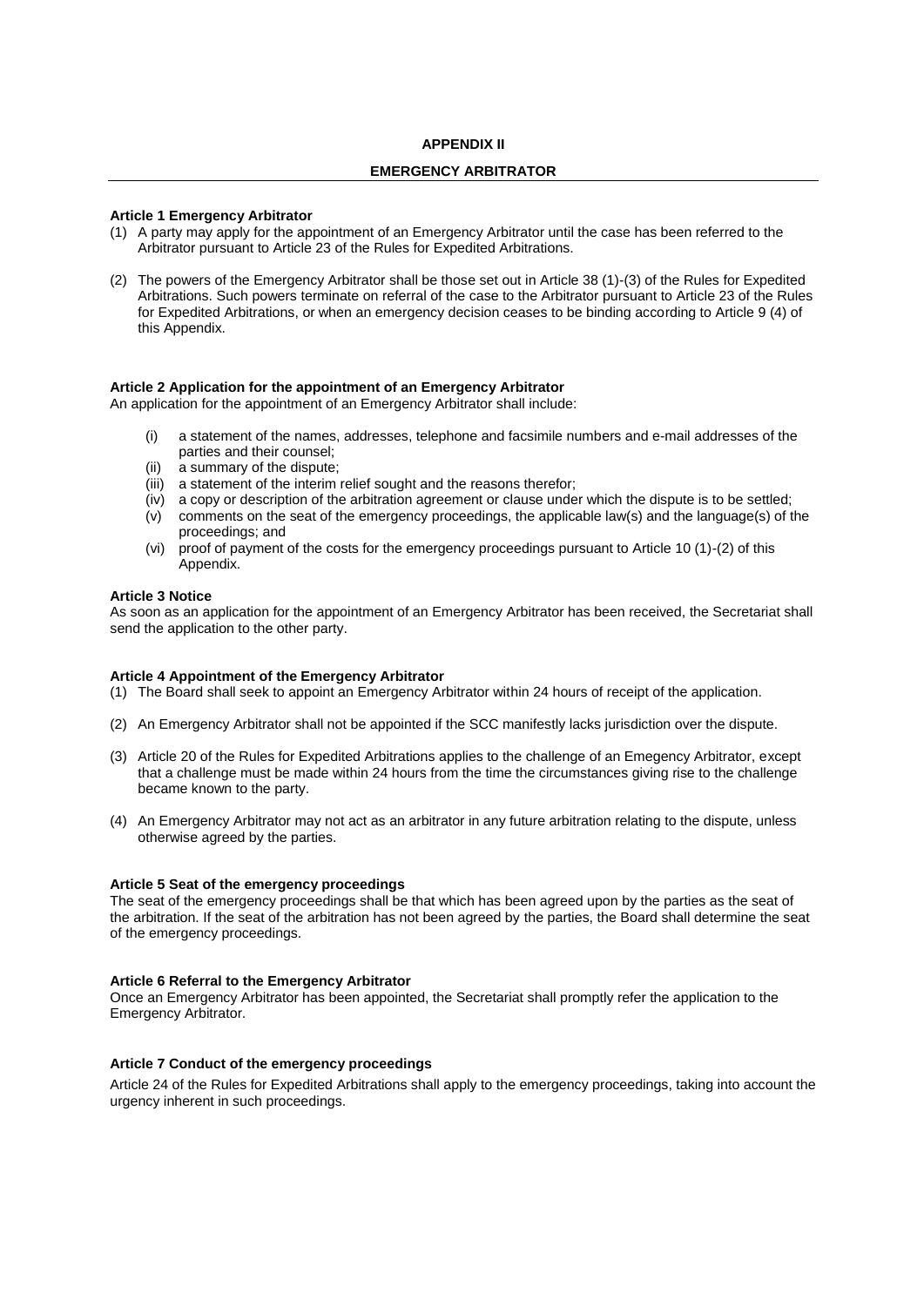# APPENDIX II

## EMERGENCY ARBITRATOR

**Article 1 Emergency Arbitrator**

(1) A party may apply for the appointment of an Emergency Arbitrator until the case has been referred to the Arbitrator pursuant to Article 23 of the Rules for Expedited Arbitrations.

(2) The powers of the Emergency Arbitrator shall be those set out in Article 38 (1)-(3) of the Rules for Expedited Arbitrations. Such powers terminate on referral of the case to the Arbitrator pursuant to Article 23 of the Rules for Expedited Arbitrations, or when an emergency decision ceases to be binding according to Article 9 (4) of this Appendix.

**Article 2 Application for the appointment of an Emergency Arbitrator**

An application for the appointment of an Emergency Arbitrator shall include:

(i) a statement of the names, addresses, telephone and facsimile numbers and e-mail addresses of the parties and their counsel;
(ii) a summary of the dispute;
(iii) a statement of the interim relief sought and the reasons therefor;
(iv) a copy or description of the arbitration agreement or clause under which the dispute is to be settled;
(v) comments on the seat of the emergency proceedings, the applicable law(s) and the language(s) of the proceedings; and
(vi) proof of payment of the costs for the emergency proceedings pursuant to Article 10 (1)-(2) of this Appendix.

**Article 3 Notice**

As soon as an application for the appointment of an Emergency Arbitrator has been received, the Secretariat shall send the application to the other party.

**Article 4 Appointment of the Emergency Arbitrator**

(1) The Board shall seek to appoint an Emergency Arbitrator within 24 hours of receipt of the application.

(2) An Emergency Arbitrator shall not be appointed if the SCC manifestly lacks jurisdiction over the dispute.

(3) Article 20 of the Rules for Expedited Arbitrations applies to the challenge of an Emegency Arbitrator, except that a challenge must be made within 24 hours from the time the circumstances giving rise to the challenge became known to the party.

(4) An Emergency Arbitrator may not act as an arbitrator in any future arbitration relating to the dispute, unless otherwise agreed by the parties.

**Article 5 Seat of the emergency proceedings**

The seat of the emergency proceedings shall be that which has been agreed upon by the parties as the seat of the arbitration. If the seat of the arbitration has not been agreed by the parties, the Board shall determine the seat of the emergency proceedings.

**Article 6 Referral to the Emergency Arbitrator**

Once an Emergency Arbitrator has been appointed, the Secretariat shall promptly refer the application to the Emergency Arbitrator.

**Article 7 Conduct of the emergency proceedings**

Article 24 of the Rules for Expedited Arbitrations shall apply to the emergency proceedings, taking into account the urgency inherent in such proceedings.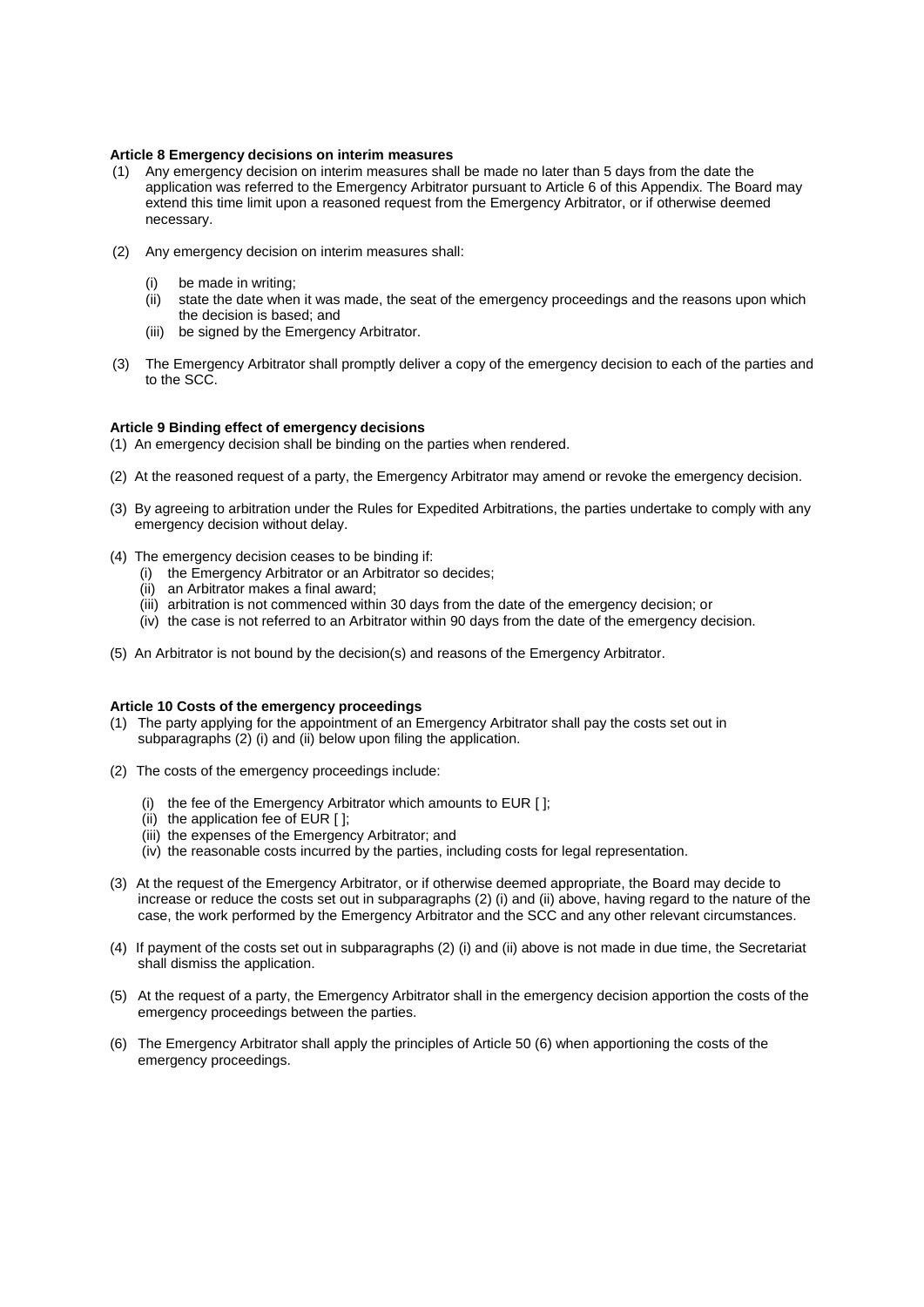**Article 8 Emergency decisions on interim measures**

(1) Any emergency decision on interim measures shall be made no later than 5 days from the date the application was referred to the Emergency Arbitrator pursuant to Article 6 of this Appendix. The Board may extend this time limit upon a reasoned request from the Emergency Arbitrator, or if otherwise deemed necessary.

(2) Any emergency decision on interim measures shall:

- (i) be made in writing;
- (ii) state the date when it was made, the seat of the emergency proceedings and the reasons upon which the decision is based; and
- (iii) be signed by the Emergency Arbitrator.

(3) The Emergency Arbitrator shall promptly deliver a copy of the emergency decision to each of the parties and to the SCC.

**Article 9 Binding effect of emergency decisions**

(1) An emergency decision shall be binding on the parties when rendered.

(2) At the reasoned request of a party, the Emergency Arbitrator may amend or revoke the emergency decision.

(3) By agreeing to arbitration under the Rules for Expedited Arbitrations, the parties undertake to comply with any emergency decision without delay.

(4) The emergency decision ceases to be binding if:

- (i) the Emergency Arbitrator or an Arbitrator so decides;
- (ii) an Arbitrator makes a final award;
- (iii) arbitration is not commenced within 30 days from the date of the emergency decision; or
- (iv) the case is not referred to an Arbitrator within 90 days from the date of the emergency decision.

(5) An Arbitrator is not bound by the decision(s) and reasons of the Emergency Arbitrator.

**Article 10 Costs of the emergency proceedings**

(1) The party applying for the appointment of an Emergency Arbitrator shall pay the costs set out in subparagraphs (2) (i) and (ii) below upon filing the application.

(2) The costs of the emergency proceedings include:

- (i) the fee of the Emergency Arbitrator which amounts to EUR [ ];
- (ii) the application fee of EUR [ ];
- (iii) the expenses of the Emergency Arbitrator; and
- (iv) the reasonable costs incurred by the parties, including costs for legal representation.

(3) At the request of the Emergency Arbitrator, or if otherwise deemed appropriate, the Board may decide to increase or reduce the costs set out in subparagraphs (2) (i) and (ii) above, having regard to the nature of the case, the work performed by the Emergency Arbitrator and the SCC and any other relevant circumstances.

(4) If payment of the costs set out in subparagraphs (2) (i) and (ii) above is not made in due time, the Secretariat shall dismiss the application.

(5) At the request of a party, the Emergency Arbitrator shall in the emergency decision apportion the costs of the emergency proceedings between the parties.

(6) The Emergency Arbitrator shall apply the principles of Article 50 (6) when apportioning the costs of the emergency proceedings.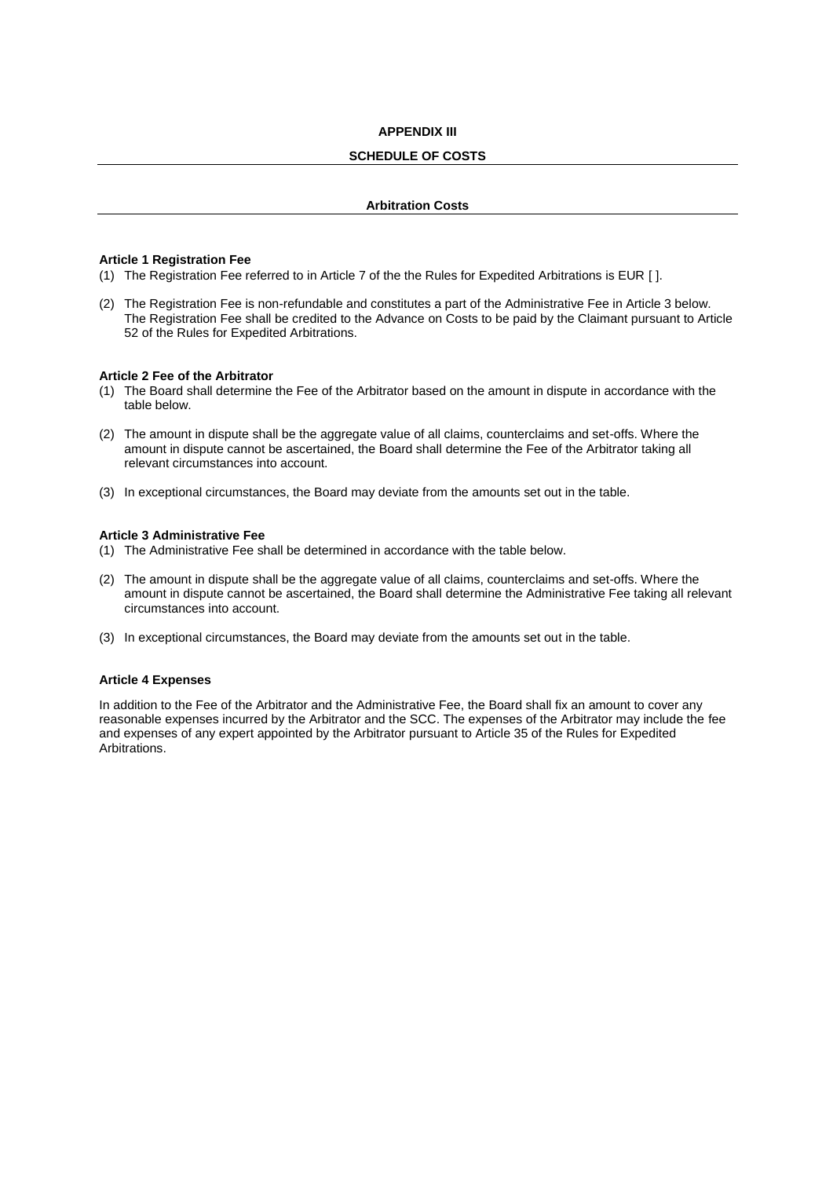**APPENDIX III**

**SCHEDULE OF COSTS**

**Arbitration Costs**

**Article 1 Registration Fee**

(1) The Registration Fee referred to in Article 7 of the the Rules for Expedited Arbitrations is EUR [ ].

(2) The Registration Fee is non-refundable and constitutes a part of the Administrative Fee in Article 3 below. The Registration Fee shall be credited to the Advance on Costs to be paid by the Claimant pursuant to Article 52 of the Rules for Expedited Arbitrations.

**Article 2 Fee of the Arbitrator**

(1) The Board shall determine the Fee of the Arbitrator based on the amount in dispute in accordance with the table below.

(2) The amount in dispute shall be the aggregate value of all claims, counterclaims and set-offs. Where the amount in dispute cannot be ascertained, the Board shall determine the Fee of the Arbitrator taking all relevant circumstances into account.

(3) In exceptional circumstances, the Board may deviate from the amounts set out in the table.

**Article 3 Administrative Fee**

(1) The Administrative Fee shall be determined in accordance with the table below.

(2) The amount in dispute shall be the aggregate value of all claims, counterclaims and set-offs. Where the amount in dispute cannot be ascertained, the Board shall determine the Administrative Fee taking all relevant circumstances into account.

(3) In exceptional circumstances, the Board may deviate from the amounts set out in the table.

**Article 4 Expenses**

In addition to the Fee of the Arbitrator and the Administrative Fee, the Board shall fix an amount to cover any reasonable expenses incurred by the Arbitrator and the SCC. The expenses of the Arbitrator may include the fee and expenses of any expert appointed by the Arbitrator pursuant to Article 35 of the Rules for Expedited Arbitrations.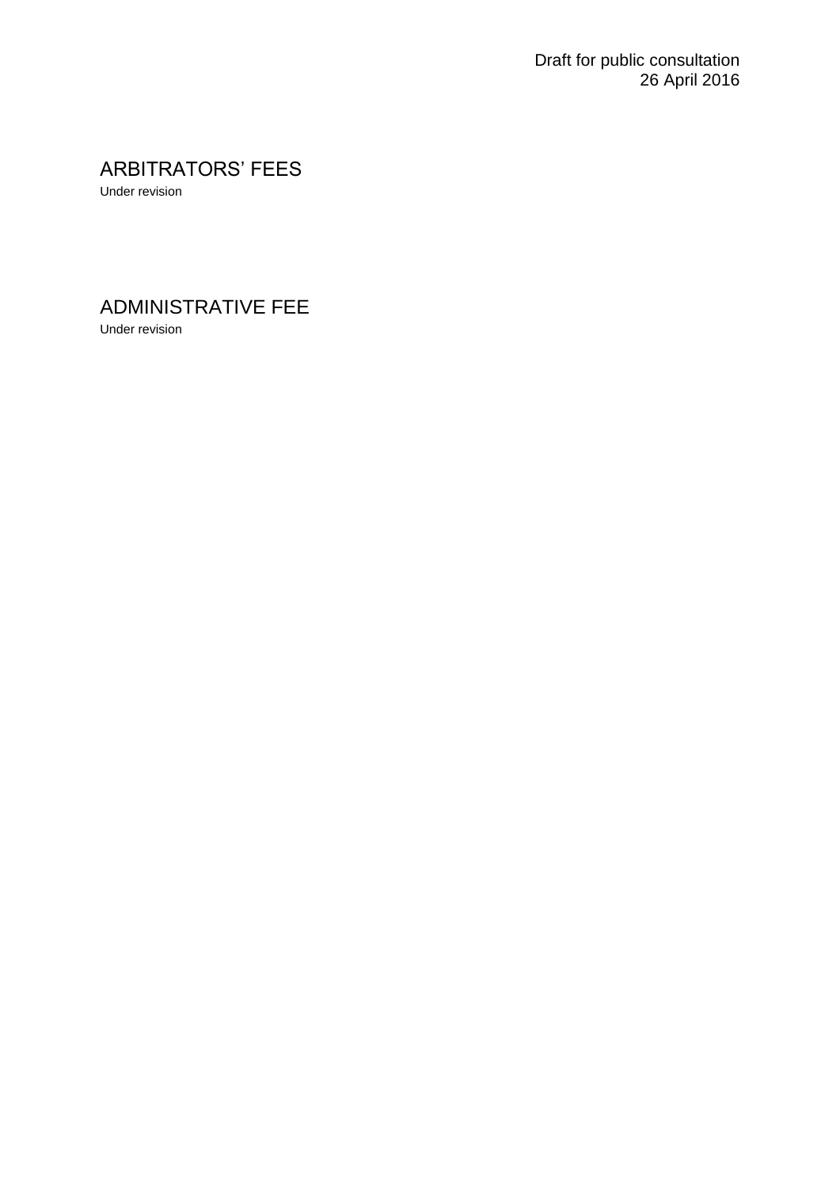Draft for public consultation
26 April 2016

## ARBITRATORS' FEES

Under revision

## ADMINISTRATIVE FEE

Under revision